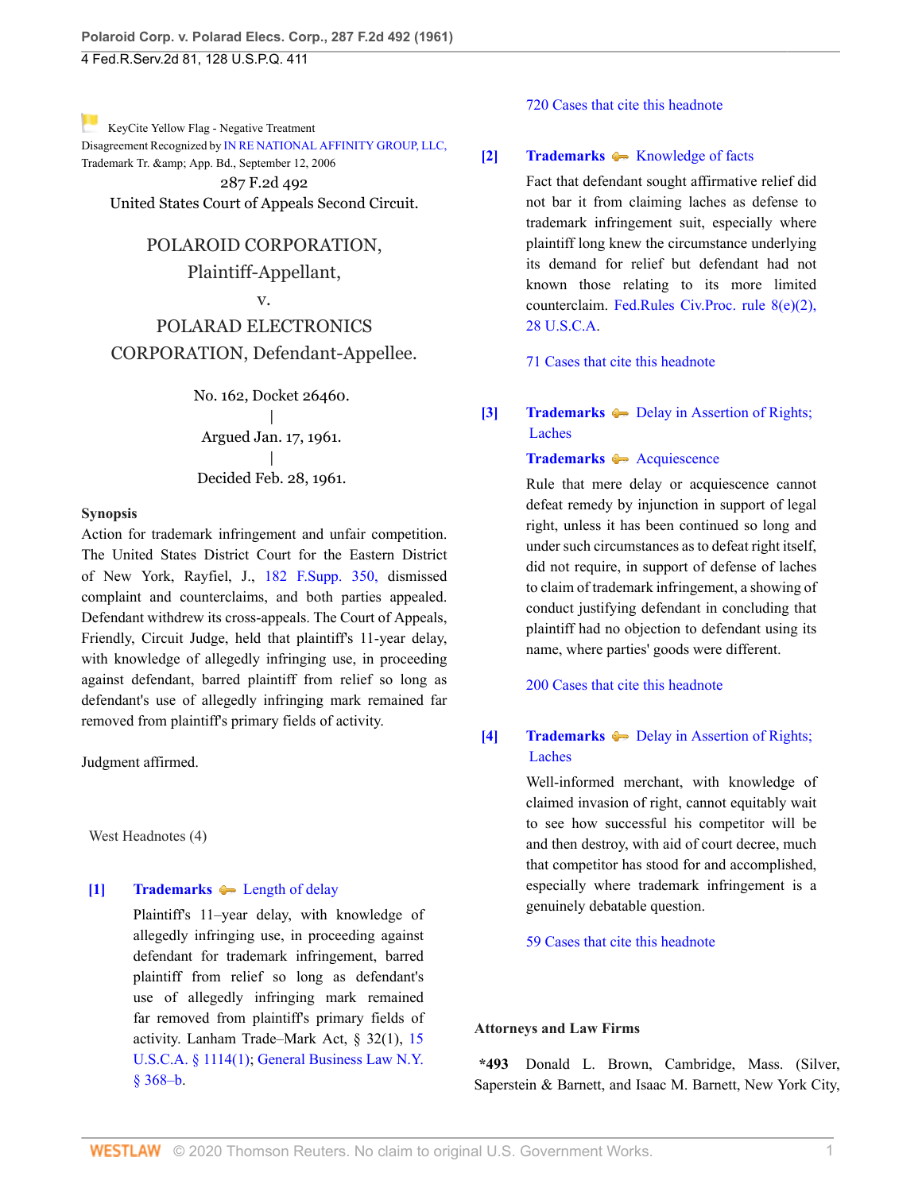KeyCite Yellow Flag - Negative Treatment
Disagreement Recognized by IN RE NATIONAL AFFINITY GROUP, LLC, Trademark Tr. &amp; App. Bd., September 12, 2006

287 F.2d 492
United States Court of Appeals Second Circuit.

# POLAROID CORPORATION, Plaintiff-Appellant,
v.
# POLARAD ELECTRONICS CORPORATION, Defendant-Appellee.

No. 162, Docket 26460.
|
Argued Jan. 17, 1961.
|
Decided Feb. 28, 1961.

**Synopsis**
Action for trademark infringement and unfair competition. The United States District Court for the Eastern District of New York, Rayfiel, J., 182 F.Supp. 350, dismissed complaint and counterclaims, and both parties appealed. Defendant withdrew its cross-appeals. The Court of Appeals, Friendly, Circuit Judge, held that plaintiff's 11-year delay, with knowledge of allegedly infringing use, in proceeding against defendant, barred plaintiff from relief so long as defendant's use of allegedly infringing mark remained far removed from plaintiff's primary fields of activity.

Judgment affirmed.

West Headnotes (4)

**[1]** **Trademarks** Length of delay

Plaintiff's 11–year delay, with knowledge of allegedly infringing use, in proceeding against defendant for trademark infringement, barred plaintiff from relief so long as defendant's use of allegedly infringing mark remained far removed from plaintiff's primary fields of activity. Lanham Trade–Mark Act, § 32(1), 15 U.S.C.A. § 1114(1); General Business Law N.Y. § 368–b.

720 Cases that cite this headnote

**[2]** **Trademarks** Knowledge of facts

Fact that defendant sought affirmative relief did not bar it from claiming laches as defense to trademark infringement suit, especially where plaintiff long knew the circumstance underlying its demand for relief but defendant had not known those relating to its more limited counterclaim. Fed.Rules Civ.Proc. rule 8(e)(2), 28 U.S.C.A.

71 Cases that cite this headnote

**[3]** **Trademarks** Delay in Assertion of Rights; Laches

**Trademarks** Acquiescence

Rule that mere delay or acquiescence cannot defeat remedy by injunction in support of legal right, unless it has been continued so long and under such circumstances as to defeat right itself, did not require, in support of defense of laches to claim of trademark infringement, a showing of conduct justifying defendant in concluding that plaintiff had no objection to defendant using its name, where parties' goods were different.

200 Cases that cite this headnote

**[4]** **Trademarks** Delay in Assertion of Rights; Laches

Well-informed merchant, with knowledge of claimed invasion of right, cannot equitably wait to see how successful his competitor will be and then destroy, with aid of court decree, much that competitor has stood for and accomplished, especially where trademark infringement is a genuinely debatable question.

59 Cases that cite this headnote

**Attorneys and Law Firms**

*493 Donald L. Brown, Cambridge, Mass. (Silver, Saperstein & Barnett, and Isaac M. Barnett, New York City,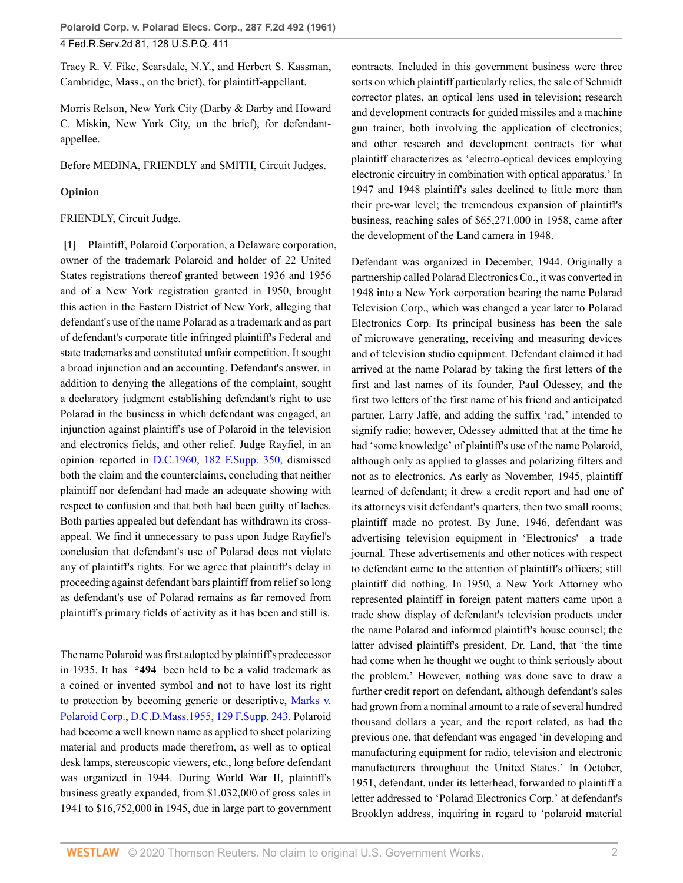Tracy R. V. Fike, Scarsdale, N.Y., and Herbert S. Kassman, Cambridge, Mass., on the brief), for plaintiff-appellant.

Morris Relson, New York City (Darby & Darby and Howard C. Miskin, New York City, on the brief), for defendant-appellee.

Before MEDINA, FRIENDLY and SMITH, Circuit Judges.

**Opinion**

FRIENDLY, Circuit Judge.

**[1]** Plaintiff, Polaroid Corporation, a Delaware corporation, owner of the trademark Polaroid and holder of 22 United States registrations thereof granted between 1936 and 1956 and of a New York registration granted in 1950, brought this action in the Eastern District of New York, alleging that defendant's use of the name Polarad as a trademark and as part of defendant's corporate title infringed plaintiff's Federal and state trademarks and constituted unfair competition. It sought a broad injunction and an accounting. Defendant's answer, in addition to denying the allegations of the complaint, sought a declaratory judgment establishing defendant's right to use Polarad in the business in which defendant was engaged, an injunction against plaintiff's use of Polaroid in the television and electronics fields, and other relief. Judge Rayfiel, in an opinion reported in D.C.1960, 182 F.Supp. 350, dismissed both the claim and the counterclaims, concluding that neither plaintiff nor defendant had made an adequate showing with respect to confusion and that both had been guilty of laches. Both parties appealed but defendant has withdrawn its cross-appeal. We find it unnecessary to pass upon Judge Rayfiel's conclusion that defendant's use of Polarad does not violate any of plaintiff's rights. For we agree that plaintiff's delay in proceeding against defendant bars plaintiff from relief so long as defendant's use of Polarad remains as far removed from plaintiff's primary fields of activity as it has been and still is.

The name Polaroid was first adopted by plaintiff's predecessor in 1935. It has **\*494** been held to be a valid trademark as a coined or invented symbol and not to have lost its right to protection by becoming generic or descriptive, Marks v. Polaroid Corp., D.C.D.Mass.1955, 129 F.Supp. 243. Polaroid had become a well known name as applied to sheet polarizing material and products made therefrom, as well as to optical desk lamps, stereoscopic viewers, etc., long before defendant was organized in 1944. During World War II, plaintiff's business greatly expanded, from $1,032,000 of gross sales in 1941 to $16,752,000 in 1945, due in large part to government contracts. Included in this government business were three sorts on which plaintiff particularly relies, the sale of Schmidt corrector plates, an optical lens used in television; research and development contracts for guided missiles and a machine gun trainer, both involving the application of electronics; and other research and development contracts for what plaintiff characterizes as 'electro-optical devices employing electronic circuitry in combination with optical apparatus.' In 1947 and 1948 plaintiff's sales declined to little more than their pre-war level; the tremendous expansion of plaintiff's business, reaching sales of $65,271,000 in 1958, came after the development of the Land camera in 1948.

Defendant was organized in December, 1944. Originally a partnership called Polarad Electronics Co., it was converted in 1948 into a New York corporation bearing the name Polarad Television Corp., which was changed a year later to Polarad Electronics Corp. Its principal business has been the sale of microwave generating, receiving and measuring devices and of television studio equipment. Defendant claimed it had arrived at the name Polarad by taking the first letters of the first and last names of its founder, Paul Odessey, and the first two letters of the first name of his friend and anticipated partner, Larry Jaffe, and adding the suffix 'rad,' intended to signify radio; however, Odessey admitted that at the time he had 'some knowledge' of plaintiff's use of the name Polaroid, although only as applied to glasses and polarizing filters and not as to electronics. As early as November, 1945, plaintiff learned of defendant; it drew a credit report and had one of its attorneys visit defendant's quarters, then two small rooms; plaintiff made no protest. By June, 1946, defendant was advertising television equipment in 'Electronics'—a trade journal. These advertisements and other notices with respect to defendant came to the attention of plaintiff's officers; still plaintiff did nothing. In 1950, a New York Attorney who represented plaintiff in foreign patent matters came upon a trade show display of defendant's television products under the name Polarad and informed plaintiff's house counsel; the latter advised plaintiff's president, Dr. Land, that 'the time had come when he thought we ought to think seriously about the problem.' However, nothing was done save to draw a further credit report on defendant, although defendant's sales had grown from a nominal amount to a rate of several hundred thousand dollars a year, and the report related, as had the previous one, that defendant was engaged 'in developing and manufacturing equipment for radio, television and electronic manufacturers throughout the United States.' In October, 1951, defendant, under its letterhead, forwarded to plaintiff a letter addressed to 'Polarad Electronics Corp.' at defendant's Brooklyn address, inquiring in regard to 'polaroid material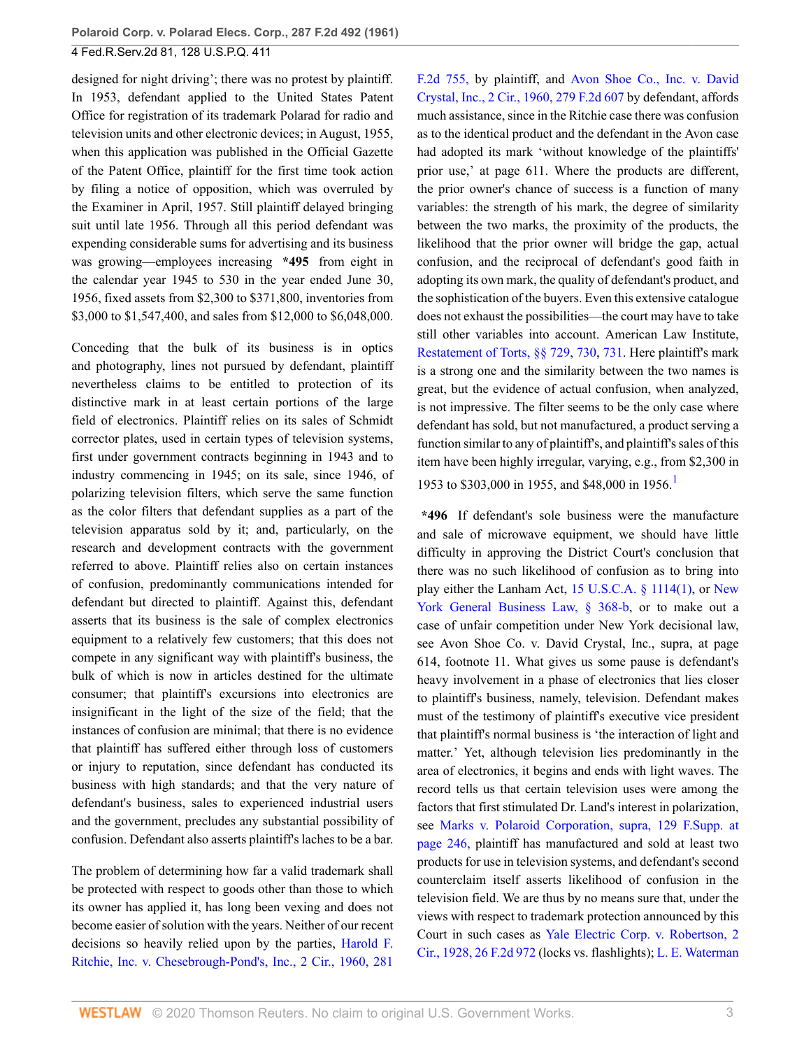designed for night driving'; there was no protest by plaintiff. In 1953, defendant applied to the United States Patent Office for registration of its trademark Polarad for radio and television units and other electronic devices; in August, 1955, when this application was published in the Official Gazette of the Patent Office, plaintiff for the first time took action by filing a notice of opposition, which was overruled by the Examiner in April, 1957. Still plaintiff delayed bringing suit until late 1956. Through all this period defendant was expending considerable sums for advertising and its business was growing—employees increasing **\*495** from eight in the calendar year 1945 to 530 in the year ended June 30, 1956, fixed assets from $2,300 to $371,800, inventories from $3,000 to $1,547,400, and sales from $12,000 to $6,048,000.

Conceding that the bulk of its business is in optics and photography, lines not pursued by defendant, plaintiff nevertheless claims to be entitled to protection of its distinctive mark in at least certain portions of the large field of electronics. Plaintiff relies on its sales of Schmidt corrector plates, used in certain types of television systems, first under government contracts beginning in 1943 and to industry commencing in 1945; on its sale, since 1946, of polarizing television filters, which serve the same function as the color filters that defendant supplies as a part of the television apparatus sold by it; and, particularly, on the research and development contracts with the government referred to above. Plaintiff relies also on certain instances of confusion, predominantly communications intended for defendant but directed to plaintiff. Against this, defendant asserts that its business is the sale of complex electronics equipment to a relatively few customers; that this does not compete in any significant way with plaintiff's business, the bulk of which is now in articles destined for the ultimate consumer; that plaintiff's excursions into electronics are insignificant in the light of the size of the field; that the instances of confusion are minimal; that there is no evidence that plaintiff has suffered either through loss of customers or injury to reputation, since defendant has conducted its business with high standards; and that the very nature of defendant's business, sales to experienced industrial users and the government, precludes any substantial possibility of confusion. Defendant also asserts plaintiff's laches to be a bar.

The problem of determining how far a valid trademark shall be protected with respect to goods other than those to which its owner has applied it, has long been vexing and does not become easier of solution with the years. Neither of our recent decisions so heavily relied upon by the parties, Harold F. Ritchie, Inc. v. Chesebrough-Pond's, Inc., 2 Cir., 1960, 281 F.2d 755, by plaintiff, and Avon Shoe Co., Inc. v. David Crystal, Inc., 2 Cir., 1960, 279 F.2d 607 by defendant, affords much assistance, since in the Ritchie case there was confusion as to the identical product and the defendant in the Avon case had adopted its mark 'without knowledge of the plaintiffs' prior use,' at page 611. Where the products are different, the prior owner's chance of success is a function of many variables: the strength of his mark, the degree of similarity between the two marks, the proximity of the products, the likelihood that the prior owner will bridge the gap, actual confusion, and the reciprocal of defendant's good faith in adopting its own mark, the quality of defendant's product, and the sophistication of the buyers. Even this extensive catalogue does not exhaust the possibilities—the court may have to take still other variables into account. American Law Institute, Restatement of Torts, §§ 729, 730, 731. Here plaintiff's mark is a strong one and the similarity between the two names is great, but the evidence of actual confusion, when analyzed, is not impressive. The filter seems to be the only case where defendant has sold, but not manufactured, a product serving a function similar to any of plaintiff's, and plaintiff's sales of this item have been highly irregular, varying, e.g., from $2,300 in 1953 to $303,000 in 1955, and $48,000 in 1956.[1]

**\*496** If defendant's sole business were the manufacture and sale of microwave equipment, we should have little difficulty in approving the District Court's conclusion that there was no such likelihood of confusion as to bring into play either the Lanham Act, 15 U.S.C.A. § 1114(1), or New York General Business Law, § 368-b, or to make out a case of unfair competition under New York decisional law, see Avon Shoe Co. v. David Crystal, Inc., supra, at page 614, footnote 11. What gives us some pause is defendant's heavy involvement in a phase of electronics that lies closer to plaintiff's business, namely, television. Defendant makes must of the testimony of plaintiff's executive vice president that plaintiff's normal business is 'the interaction of light and matter.' Yet, although television lies predominantly in the area of electronics, it begins and ends with light waves. The record tells us that certain television uses were among the factors that first stimulated Dr. Land's interest in polarization, see Marks v. Polaroid Corporation, supra, 129 F.Supp. at page 246, plaintiff has manufactured and sold at least two products for use in television systems, and defendant's second counterclaim itself asserts likelihood of confusion in the television field. We are thus by no means sure that, under the views with respect to trademark protection announced by this Court in such cases as Yale Electric Corp. v. Robertson, 2 Cir., 1928, 26 F.2d 972 (locks vs. flashlights); L. E. Waterman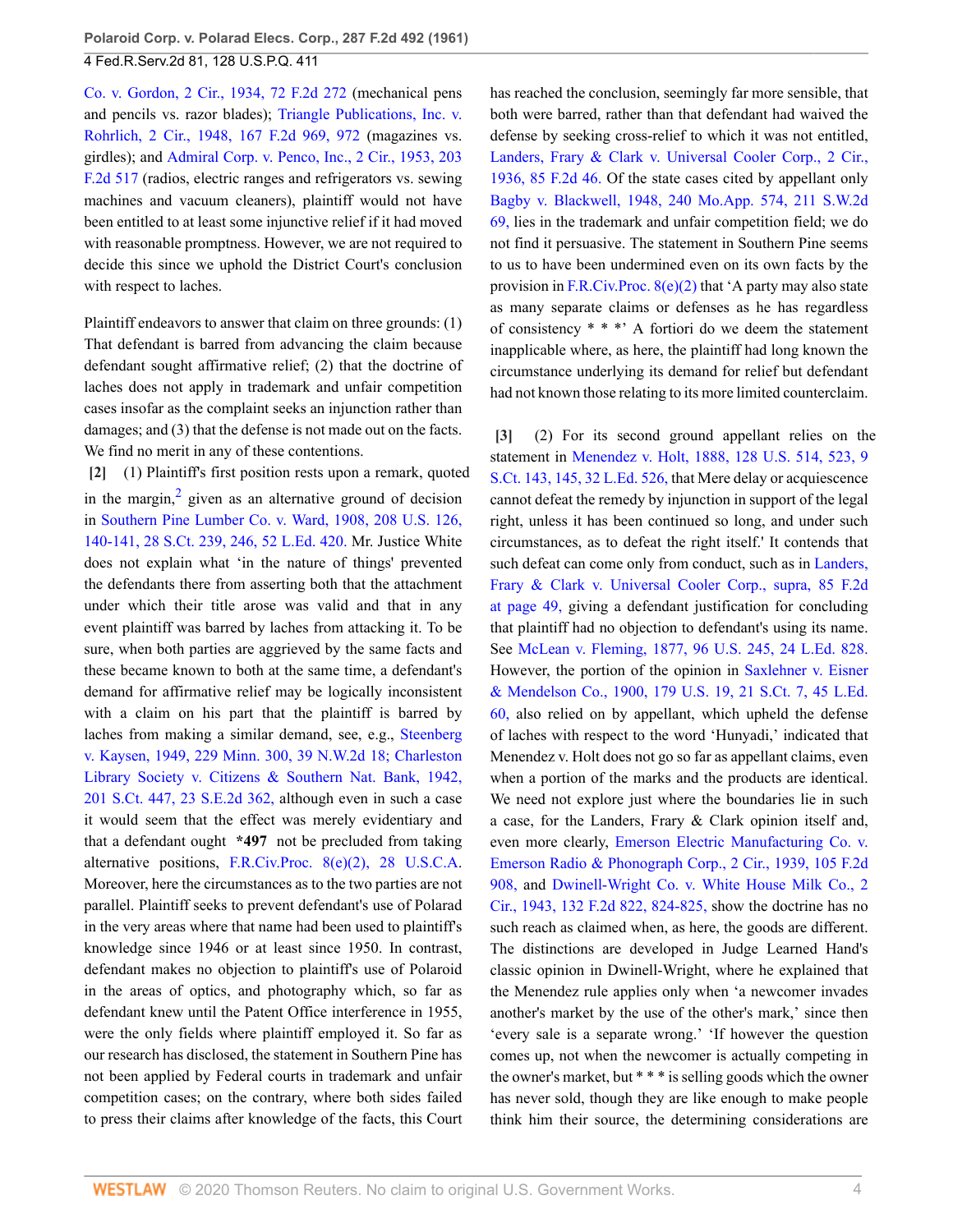Co. v. Gordon, 2 Cir., 1934, 72 F.2d 272 (mechanical pens and pencils vs. razor blades); Triangle Publications, Inc. v. Rohrlich, 2 Cir., 1948, 167 F.2d 969, 972 (magazines vs. girdles); and Admiral Corp. v. Penco, Inc., 2 Cir., 1953, 203 F.2d 517 (radios, electric ranges and refrigerators vs. sewing machines and vacuum cleaners), plaintiff would not have been entitled to at least some injunctive relief if it had moved with reasonable promptness. However, we are not required to decide this since we uphold the District Court's conclusion with respect to laches.

Plaintiff endeavors to answer that claim on three grounds: (1) That defendant is barred from advancing the claim because defendant sought affirmative relief; (2) that the doctrine of laches does not apply in trademark and unfair competition cases insofar as the complaint seeks an injunction rather than damages; and (3) that the defense is not made out on the facts. We find no merit in any of these contentions.

**[2]** (1) Plaintiff's first position rests upon a remark, quoted in the margin,[2] given as an alternative ground of decision in Southern Pine Lumber Co. v. Ward, 1908, 208 U.S. 126, 140-141, 28 S.Ct. 239, 246, 52 L.Ed. 420. Mr. Justice White does not explain what 'in the nature of things' prevented the defendants there from asserting both that the attachment under which their title arose was valid and that in any event plaintiff was barred by laches from attacking it. To be sure, when both parties are aggrieved by the same facts and these became known to both at the same time, a defendant's demand for affirmative relief may be logically inconsistent with a claim on his part that the plaintiff is barred by laches from making a similar demand, see, e.g., Steenberg v. Kaysen, 1949, 229 Minn. 300, 39 N.W.2d 18; Charleston Library Society v. Citizens & Southern Nat. Bank, 1942, 201 S.Ct. 447, 23 S.E.2d 362, although even in such a case it would seem that the effect was merely evidentiary and that a defendant ought **\*497** not be precluded from taking alternative positions, F.R.Civ.Proc. 8(e)(2), 28 U.S.C.A. Moreover, here the circumstances as to the two parties are not parallel. Plaintiff seeks to prevent defendant's use of Polarad in the very areas where that name had been used to plaintiff's knowledge since 1946 or at least since 1950. In contrast, defendant makes no objection to plaintiff's use of Polaroid in the areas of optics, and photography which, so far as defendant knew until the Patent Office interference in 1955, were the only fields where plaintiff employed it. So far as our research has disclosed, the statement in Southern Pine has not been applied by Federal courts in trademark and unfair competition cases; on the contrary, where both sides failed to press their claims after knowledge of the facts, this Court has reached the conclusion, seemingly far more sensible, that both were barred, rather than that defendant had waived the defense by seeking cross-relief to which it was not entitled, Landers, Frary & Clark v. Universal Cooler Corp., 2 Cir., 1936, 85 F.2d 46. Of the state cases cited by appellant only Bagby v. Blackwell, 1948, 240 Mo.App. 574, 211 S.W.2d 69, lies in the trademark and unfair competition field; we do not find it persuasive. The statement in Southern Pine seems to us to have been undermined even on its own facts by the provision in F.R.Civ.Proc. 8(e)(2) that 'A party may also state as many separate claims or defenses as he has regardless of consistency * * *' A fortiori do we deem the statement inapplicable where, as here, the plaintiff had long known the circumstance underlying its demand for relief but defendant had not known those relating to its more limited counterclaim.

**[3]** (2) For its second ground appellant relies on the statement in Menendez v. Holt, 1888, 128 U.S. 514, 523, 9 S.Ct. 143, 145, 32 L.Ed. 526, that Mere delay or acquiescence cannot defeat the remedy by injunction in support of the legal right, unless it has been continued so long, and under such circumstances, as to defeat the right itself.' It contends that such defeat can come only from conduct, such as in Landers, Frary & Clark v. Universal Cooler Corp., supra, 85 F.2d at page 49, giving a defendant justification for concluding that plaintiff had no objection to defendant's using its name. See McLean v. Fleming, 1877, 96 U.S. 245, 24 L.Ed. 828. However, the portion of the opinion in Saxlehner v. Eisner & Mendelson Co., 1900, 179 U.S. 19, 21 S.Ct. 7, 45 L.Ed. 60, also relied on by appellant, which upheld the defense of laches with respect to the word 'Hunyadi,' indicated that Menendez v. Holt does not go so far as appellant claims, even when a portion of the marks and the products are identical. We need not explore just where the boundaries lie in such a case, for the Landers, Frary & Clark opinion itself and, even more clearly, Emerson Electric Manufacturing Co. v. Emerson Radio & Phonograph Corp., 2 Cir., 1939, 105 F.2d 908, and Dwinell-Wright Co. v. White House Milk Co., 2 Cir., 1943, 132 F.2d 822, 824-825, show the doctrine has no such reach as claimed when, as here, the goods are different. The distinctions are developed in Judge Learned Hand's classic opinion in Dwinell-Wright, where he explained that the Menendez rule applies only when 'a newcomer invades another's market by the use of the other's mark,' since then 'every sale is a separate wrong.' 'If however the question comes up, not when the newcomer is actually competing in the owner's market, but * * * is selling goods which the owner has never sold, though they are like enough to make people think him their source, the determining considerations are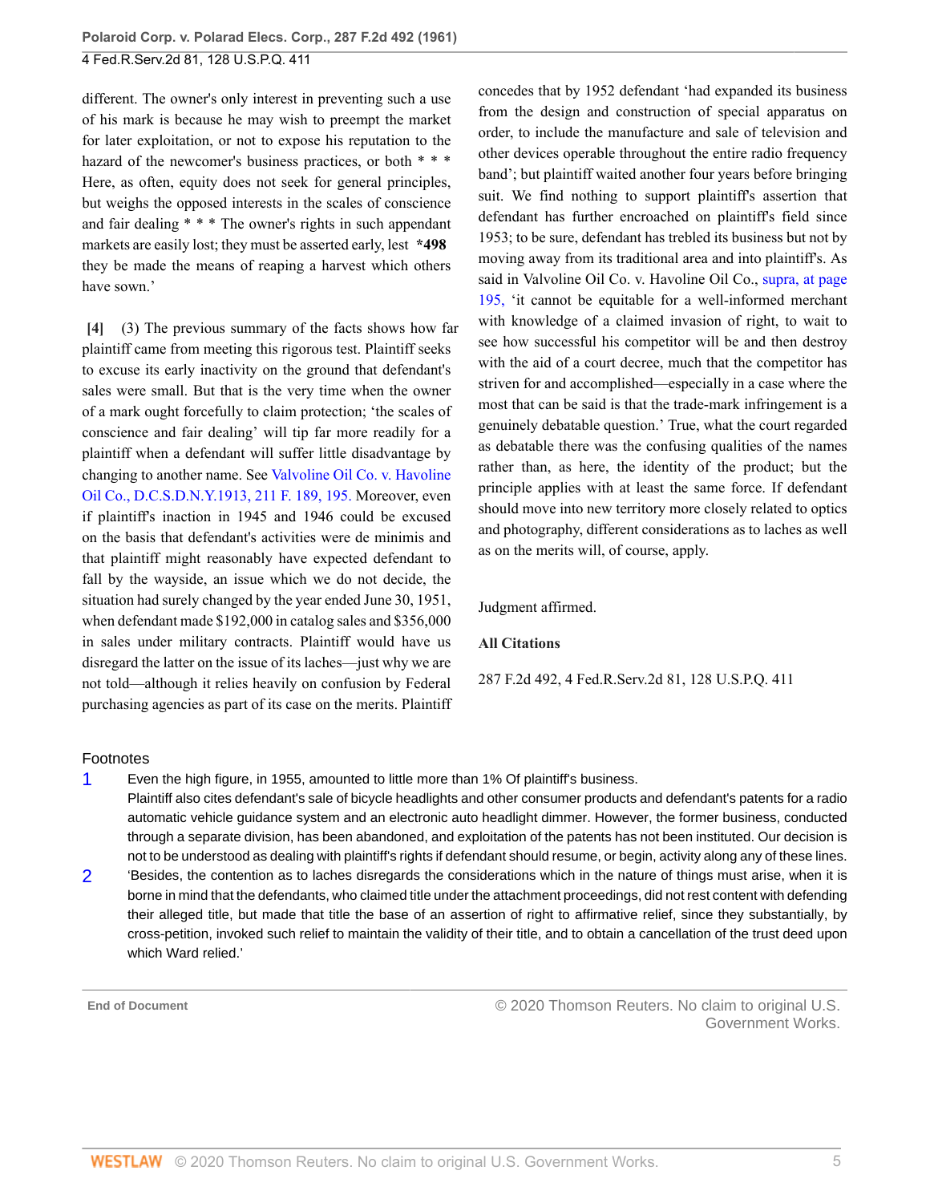different. The owner's only interest in preventing such a use of his mark is because he may wish to preempt the market for later exploitation, or not to expose his reputation to the hazard of the newcomer's business practices, or both * * * Here, as often, equity does not seek for general principles, but weighs the opposed interests in the scales of conscience and fair dealing * * * The owner's rights in such appendant markets are easily lost; they must be asserted early, lest **\*498** they be made the means of reaping a harvest which others have sown.'

**[4]** (3) The previous summary of the facts shows how far plaintiff came from meeting this rigorous test. Plaintiff seeks to excuse its early inactivity on the ground that defendant's sales were small. But that is the very time when the owner of a mark ought forcefully to claim protection; 'the scales of conscience and fair dealing' will tip far more readily for a plaintiff when a defendant will suffer little disadvantage by changing to another name. See Valvoline Oil Co. v. Havoline Oil Co., D.C.S.D.N.Y.1913, 211 F. 189, 195. Moreover, even if plaintiff's inaction in 1945 and 1946 could be excused on the basis that defendant's activities were de minimis and that plaintiff might reasonably have expected defendant to fall by the wayside, an issue which we do not decide, the situation had surely changed by the year ended June 30, 1951, when defendant made $192,000 in catalog sales and $356,000 in sales under military contracts. Plaintiff would have us disregard the latter on the issue of its laches—just why we are not told—although it relies heavily on confusion by Federal purchasing agencies as part of its case on the merits. Plaintiff concedes that by 1952 defendant 'had expanded its business from the design and construction of special apparatus on order, to include the manufacture and sale of television and other devices operable throughout the entire radio frequency band'; but plaintiff waited another four years before bringing suit. We find nothing to support plaintiff's assertion that defendant has further encroached on plaintiff's field since 1953; to be sure, defendant has trebled its business but not by moving away from its traditional area and into plaintiff's. As said in Valvoline Oil Co. v. Havoline Oil Co., supra, at page 195, 'it cannot be equitable for a well-informed merchant with knowledge of a claimed invasion of right, to wait to see how successful his competitor will be and then destroy with the aid of a court decree, much that the competitor has striven for and accomplished—especially in a case where the most that can be said is that the trade-mark infringement is a genuinely debatable question.' True, what the court regarded as debatable there was the confusing qualities of the names rather than, as here, the identity of the product; but the principle applies with at least the same force. If defendant should move into new territory more closely related to optics and photography, different considerations as to laches as well as on the merits will, of course, apply.

Judgment affirmed.

**All Citations**

287 F.2d 492, 4 Fed.R.Serv.2d 81, 128 U.S.P.Q. 411

## Footnotes

1. Even the high figure, in 1955, amounted to little more than 1% Of plaintiff's business.
   Plaintiff also cites defendant's sale of bicycle headlights and other consumer products and defendant's patents for a radio automatic vehicle guidance system and an electronic auto headlight dimmer. However, the former business, conducted through a separate division, has been abandoned, and exploitation of the patents has not been instituted. Our decision is not to be understood as dealing with plaintiff's rights if defendant should resume, or begin, activity along any of these lines.

2. 'Besides, the contention as to laches disregards the considerations which in the nature of things must arise, when it is borne in mind that the defendants, who claimed title under the attachment proceedings, did not rest content with defending their alleged title, but made that title the base of an assertion of right to affirmative relief, since they substantially, by cross-petition, invoked such relief to maintain the validity of their title, and to obtain a cancellation of the trust deed upon which Ward relied.'

End of Document

© 2020 Thomson Reuters. No claim to original U.S. Government Works.